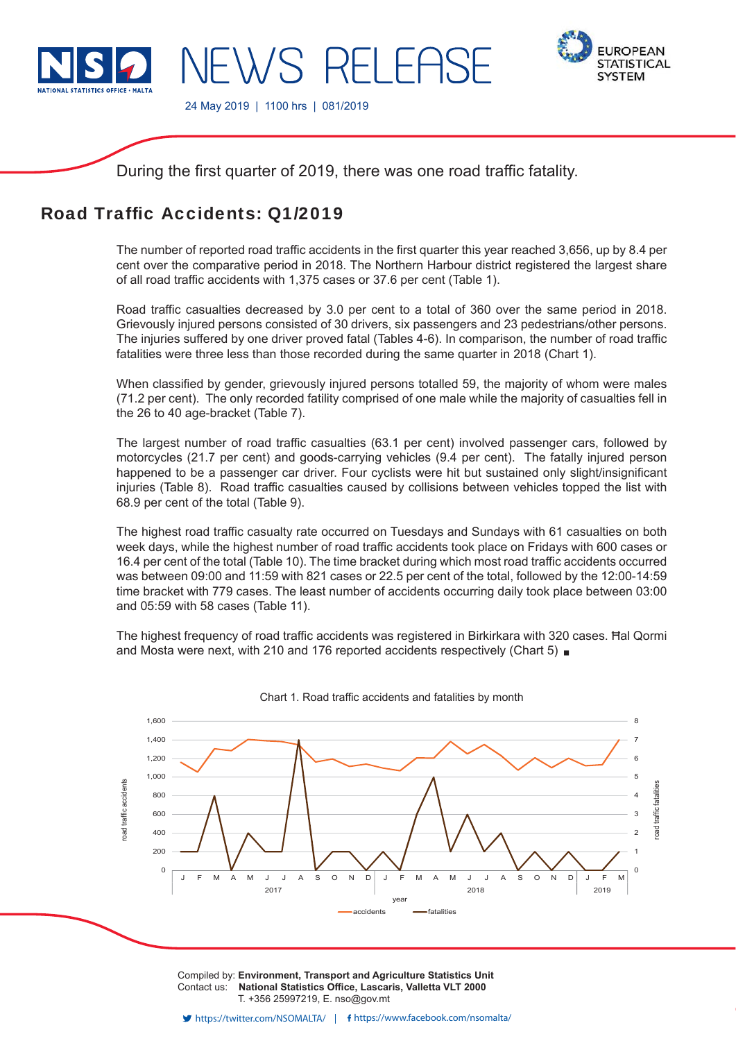24 May 2019 | 1100 hrs | 081/2019

During the first quarter of 2019, there was one road traffic fatality.

## Road Traffic Accidents: Q1/2019

The number of reported road traffic accidents in the first quarter this year reached 3,656, up by 8.4 per cent over the comparative period in 2018. The Northern Harbour district registered the largest share of all road traffic accidents with 1,375 cases or 37.6 per cent (Table 1).

Road traffic casualties decreased by 3.0 per cent to a total of 360 over the same period in 2018. Grievously injured persons consisted of 30 drivers, six passengers and 23 pedestrians/other persons. The injuries suffered by one driver proved fatal (Tables 4-6). In comparison, the number of road traffic fatalities were three less than those recorded during the same quarter in 2018 (Chart 1).

When classified by gender, grievously injured persons totalled 59, the majority of whom were males (71.2 per cent). The only recorded fatility comprised of one male while the majority of casualties fell in the 26 to 40 age-bracket (Table 7).

The largest number of road traffic casualties (63.1 per cent) involved passenger cars, followed by motorcycles (21.7 per cent) and goods-carrying vehicles (9.4 per cent). The fatally injured person happened to be a passenger car driver. Four cyclists were hit but sustained only slight/insignificant injuries (Table 8). Road traffic casualties caused by collisions between vehicles topped the list with 68.9 per cent of the total (Table 9).

The highest road traffic casualty rate occurred on Tuesdays and Sundays with 61 casualties on both week days, while the highest number of road traffic accidents took place on Fridays with 600 cases or 16.4 per cent of the total (Table 10). The time bracket during which most road traffic accidents occurred was between 09:00 and 11:59 with 821 cases or 22.5 per cent of the total, followed by the 12:00-14:59 time bracket with 779 cases. The least number of accidents occurring daily took place between 03:00 and 05:59 with 58 cases (Table 11).

The highest frequency of road traffic accidents was registered in Birkirkara with 320 cases. Ħal Qormi and Mosta were next, with 210 and 176 reported accidents respectively (Chart 5) ■

Chart 1. Road traffic accidents and fatalities by month

Compiled by: **Environment, Transport and Agriculture Statistics Unit**
Contact us: **National Statistics Office, Lascaris, Valletta VLT 2000**
T. +356 25997219, E. nso@gov.mt

https://twitter.com/NSOMALTA/ | https://www.facebook.com/nsomalta/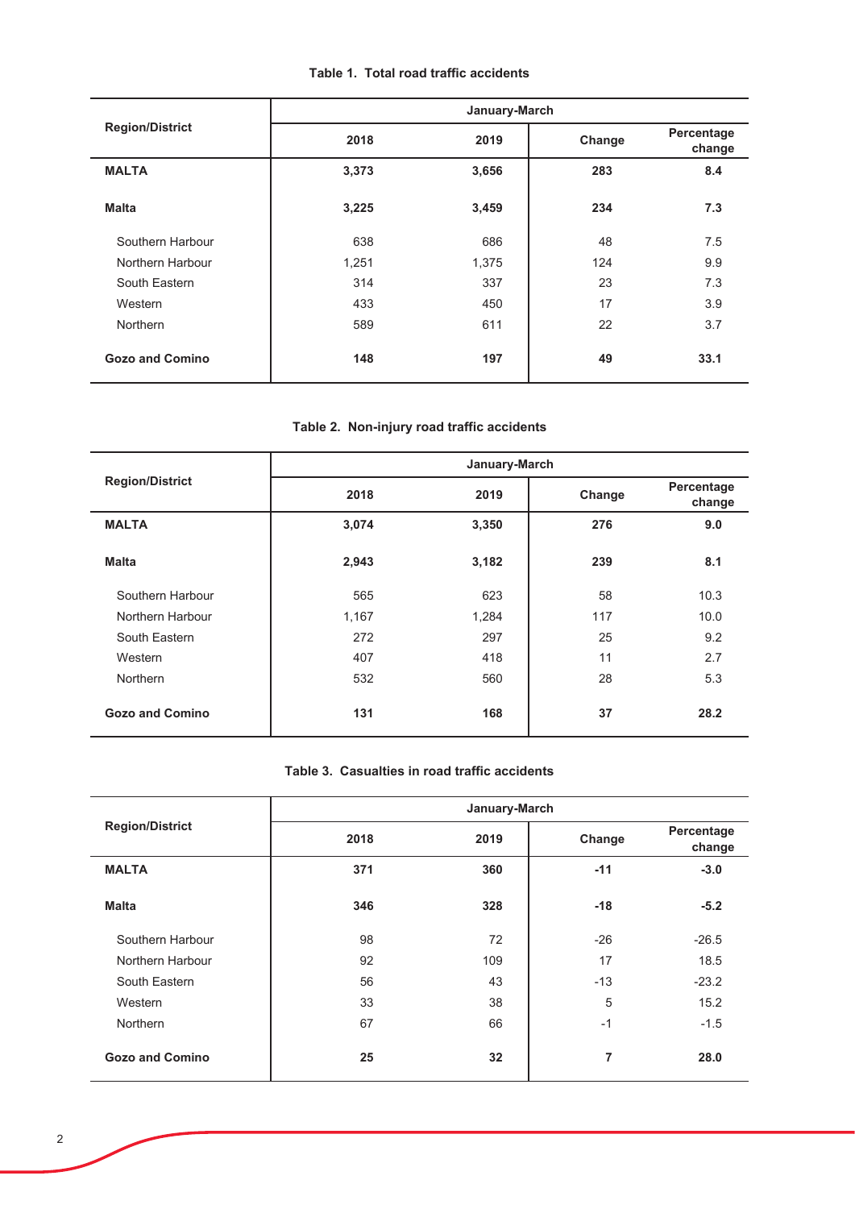**Table 1. Total road traffic accidents**

| Region/District | January-March | | | |
|---|---|---|---|---|
| | 2018 | 2019 | Change | Percentage change |
| **MALTA** | **3,373** | **3,656** | **283** | **8.4** |
| **Malta** | **3,225** | **3,459** | **234** | **7.3** |
| Southern Harbour | 638 | 686 | 48 | 7.5 |
| Northern Harbour | 1,251 | 1,375 | 124 | 9.9 |
| South Eastern | 314 | 337 | 23 | 7.3 |
| Western | 433 | 450 | 17 | 3.9 |
| Northern | 589 | 611 | 22 | 3.7 |
| **Gozo and Comino** | **148** | **197** | **49** | **33.1** |

**Table 2. Non-injury road traffic accidents**

| Region/District | January-March | | | |
|---|---|---|---|---|
| | 2018 | 2019 | Change | Percentage change |
| **MALTA** | **3,074** | **3,350** | **276** | **9.0** |
| **Malta** | **2,943** | **3,182** | **239** | **8.1** |
| Southern Harbour | 565 | 623 | 58 | 10.3 |
| Northern Harbour | 1,167 | 1,284 | 117 | 10.0 |
| South Eastern | 272 | 297 | 25 | 9.2 |
| Western | 407 | 418 | 11 | 2.7 |
| Northern | 532 | 560 | 28 | 5.3 |
| **Gozo and Comino** | **131** | **168** | **37** | **28.2** |

**Table 3. Casualties in road traffic accidents**

| Region/District | January-March | | | |
|---|---|---|---|---|
| | 2018 | 2019 | Change | Percentage change |
| **MALTA** | **371** | **360** | **-11** | **-3.0** |
| **Malta** | **346** | **328** | **-18** | **-5.2** |
| Southern Harbour | 98 | 72 | -26 | -26.5 |
| Northern Harbour | 92 | 109 | 17 | 18.5 |
| South Eastern | 56 | 43 | -13 | -23.2 |
| Western | 33 | 38 | 5 | 15.2 |
| Northern | 67 | 66 | -1 | -1.5 |
| **Gozo and Comino** | **25** | **32** | **7** | **28.0** |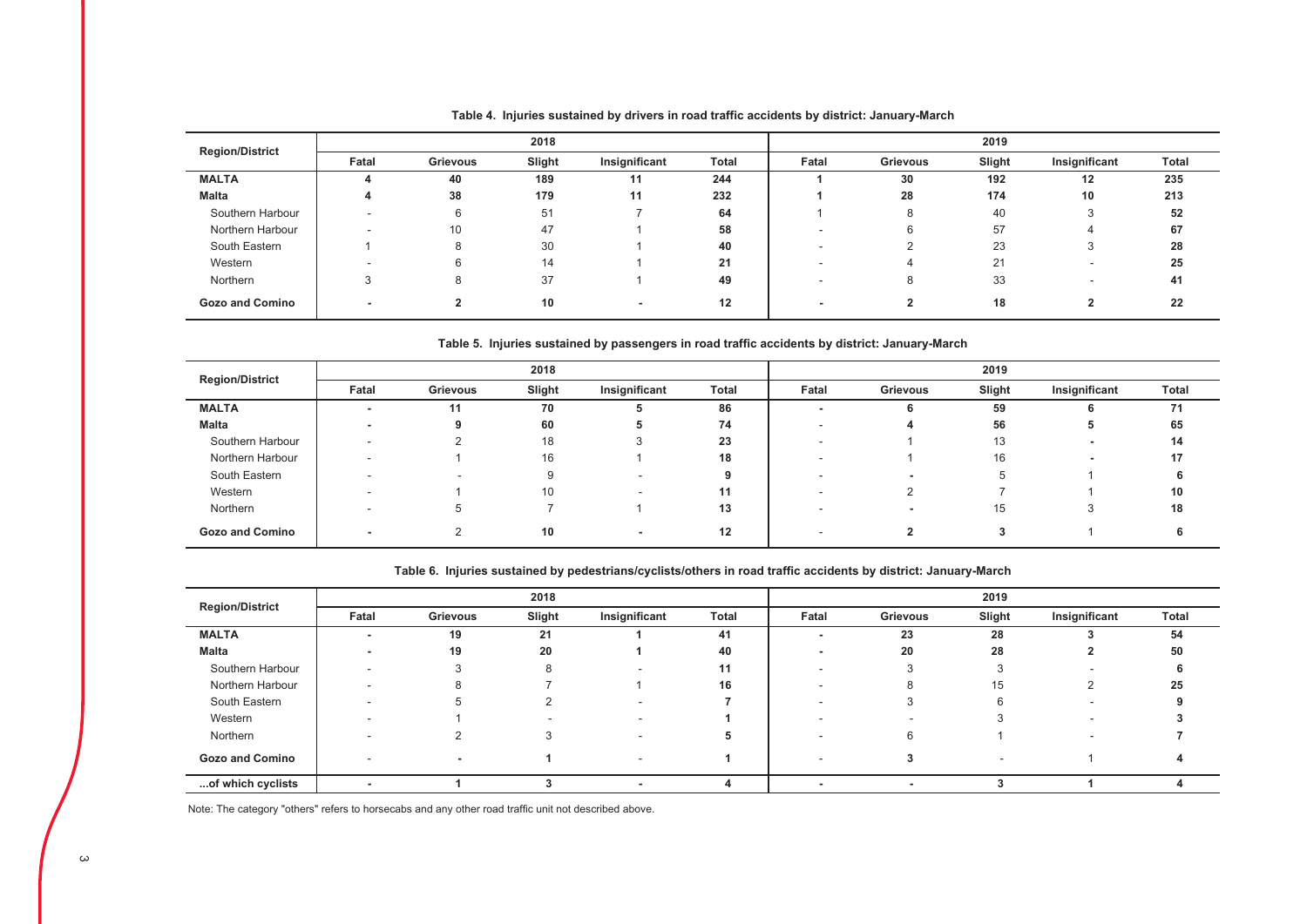**Table 4. Injuries sustained by drivers in road traffic accidents by district: January-March**

| Region/District | 2018 | | | | | 2019 | | | | |
|---|---|---|---|---|---|---|---|---|---|---|
| | Fatal | Grievous | Slight | Insignificant | Total | Fatal | Grievous | Slight | Insignificant | Total |
| **MALTA** | **4** | **40** | **189** | **11** | **244** | **1** | **30** | **192** | **12** | **235** |
| **Malta** | **4** | **38** | **179** | **11** | **232** | **1** | **28** | **174** | **10** | **213** |
| Southern Harbour | - | 6 | 51 | 7 | **64** | 1 | 8 | 40 | 3 | **52** |
| Northern Harbour | - | 10 | 47 | 1 | **58** | - | 6 | 57 | 4 | **67** |
| South Eastern | 1 | 8 | 30 | 1 | **40** | - | 2 | 23 | 3 | **28** |
| Western | - | 6 | 14 | 1 | **21** | - | 4 | 21 | - | **25** |
| Northern | 3 | 8 | 37 | 1 | **49** | - | 8 | 33 | - | **41** |
| **Gozo and Comino** | **-** | **2** | **10** | **-** | **12** | **-** | **2** | **18** | **2** | **22** |

**Table 5. Injuries sustained by passengers in road traffic accidents by district: January-March**

| Region/District | 2018 | | | | | 2019 | | | | |
|---|---|---|---|---|---|---|---|---|---|---|
| | Fatal | Grievous | Slight | Insignificant | Total | Fatal | Grievous | Slight | Insignificant | Total |
| **MALTA** | **-** | **11** | **70** | **5** | **86** | **-** | **6** | **59** | **6** | **71** |
| **Malta** | **-** | **9** | **60** | **5** | **74** | - | **4** | **56** | **5** | **65** |
| Southern Harbour | - | 2 | 18 | 3 | **23** | - | 1 | 13 | - | **14** |
| Northern Harbour | - | 1 | 16 | 1 | **18** | - | 1 | 16 | - | **17** |
| South Eastern | - | - | 9 | - | **9** | - | - | 5 | 1 | **6** |
| Western | - | 1 | 10 | - | **11** | - | 2 | 7 | 1 | **10** |
| Northern | - | 5 | 7 | 1 | **13** | - | - | 15 | 3 | **18** |
| **Gozo and Comino** | **-** | 2 | **10** | **-** | **12** | - | **2** | **3** | 1 | **6** |

**Table 6. Injuries sustained by pedestrians/cyclists/others in road traffic accidents by district: January-March**

| Region/District | 2018 | | | | | 2019 | | | | |
|---|---|---|---|---|---|---|---|---|---|---|
| | Fatal | Grievous | Slight | Insignificant | Total | Fatal | Grievous | Slight | Insignificant | Total |
| **MALTA** | **-** | **19** | **21** | **1** | **41** | **-** | **23** | **28** | **3** | **54** |
| **Malta** | **-** | **19** | **20** | **1** | **40** | **-** | **20** | **28** | **2** | **50** |
| Southern Harbour | - | 3 | 8 | - | **11** | - | 3 | 3 | - | **6** |
| Northern Harbour | - | 8 | 7 | 1 | **16** | - | 8 | 15 | 2 | **25** |
| South Eastern | - | 5 | 2 | - | **7** | - | 3 | 6 | - | **9** |
| Western | - | 1 | - | - | **1** | - | - | 3 | - | **3** |
| Northern | - | 2 | 3 | - | **5** | - | 6 | 1 | - | **7** |
| **Gozo and Comino** | - | **-** | **1** | - | **1** | - | **3** | - | 1 | **4** |
| **...of which cyclists** | **-** | **1** | **3** | **-** | **4** | **-** | **-** | **3** | **1** | **4** |

Note: The category "others" refers to horsecabs and any other road traffic unit not described above.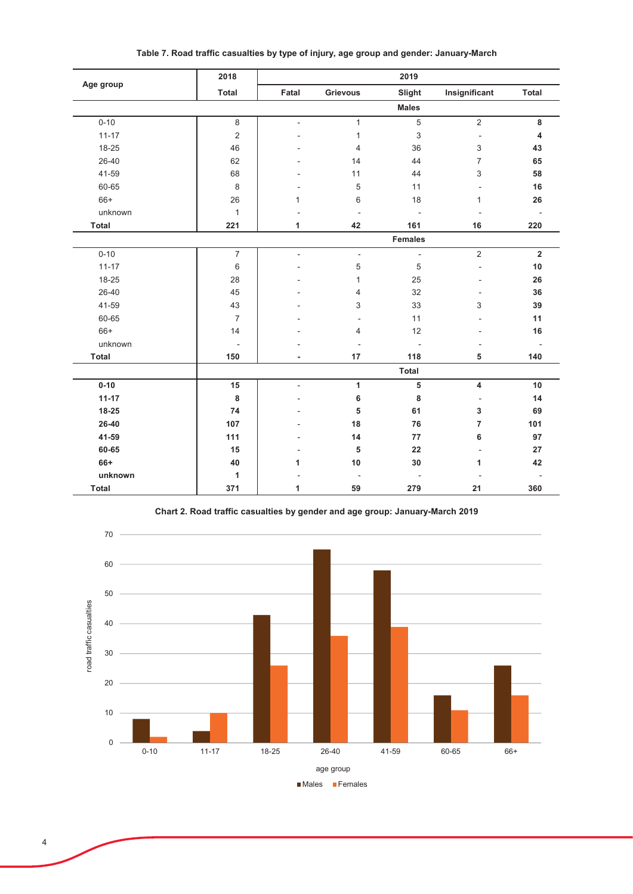**Table 7. Road traffic casualties by type of injury, age group and gender: January-March**

| Age group | 2018 | 2019 | | | | |
|---|---|---|---|---|---|---|
| | Total | Fatal | Grievous | Slight | Insignificant | Total |
| | | | | **Males** | | |
| 0-10 | 8 | - | 1 | 5 | 2 | **8** |
| 11-17 | 2 | - | 1 | 3 | - | **4** |
| 18-25 | 46 | - | 4 | 36 | 3 | **43** |
| 26-40 | 62 | - | 14 | 44 | 7 | **65** |
| 41-59 | 68 | - | 11 | 44 | 3 | **58** |
| 60-65 | 8 | - | 5 | 11 | - | **16** |
| 66+ | 26 | 1 | 6 | 18 | 1 | **26** |
| unknown | 1 | - | - | - | - | - |
| **Total** | **221** | **1** | **42** | **161** | **16** | **220** |
| | | | | **Females** | | |
| 0-10 | 7 | - | - | - | 2 | **2** |
| 11-17 | 6 | - | 5 | 5 | - | **10** |
| 18-25 | 28 | - | 1 | 25 | - | **26** |
| 26-40 | 45 | - | 4 | 32 | - | **36** |
| 41-59 | 43 | - | 3 | 33 | 3 | **39** |
| 60-65 | 7 | - | - | 11 | - | **11** |
| 66+ | 14 | - | 4 | 12 | - | **16** |
| unknown | - | - | - | - | - | - |
| **Total** | **150** | **-** | **17** | **118** | **5** | **140** |
| | | | | **Total** | | |
| **0-10** | **15** | - | **1** | **5** | **4** | **10** |
| **11-17** | **8** | - | **6** | **8** | - | **14** |
| **18-25** | **74** | - | **5** | **61** | **3** | **69** |
| **26-40** | **107** | - | **18** | **76** | **7** | **101** |
| **41-59** | **111** | - | **14** | **77** | **6** | **97** |
| **60-65** | **15** | - | **5** | **22** | - | **27** |
| **66+** | **40** | **1** | **10** | **30** | **1** | **42** |
| **unknown** | **1** | - | - | - | - | - |
| **Total** | **371** | **1** | **59** | **279** | **21** | **360** |

**Chart 2. Road traffic casualties by gender and age group: January-March 2019**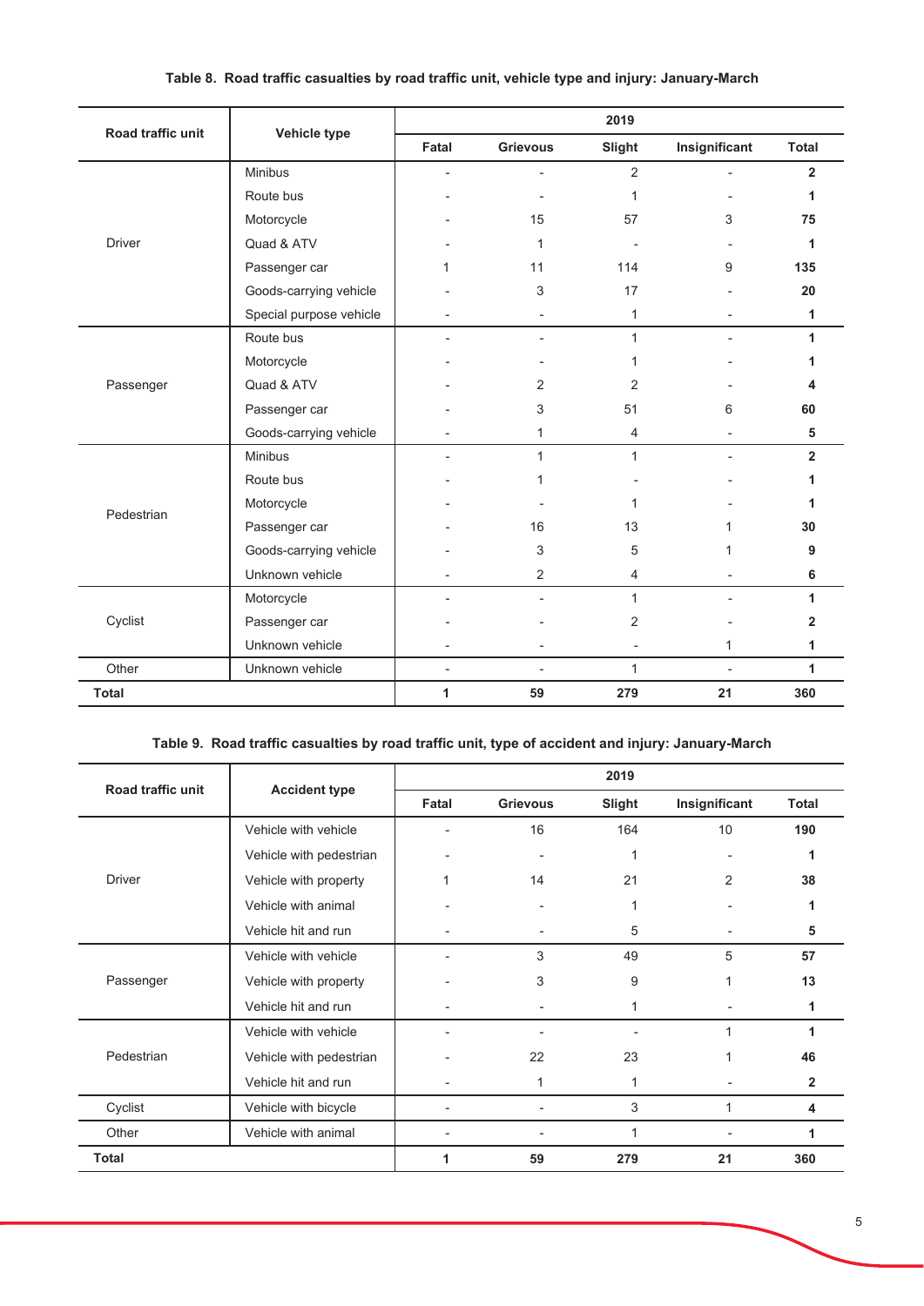**Table 8. Road traffic casualties by road traffic unit, vehicle type and injury: January-March**

| Road traffic unit | Vehicle type | 2019 | | | | |
|---|---|---|---|---|---|---|
| | | Fatal | Grievous | Slight | Insignificant | Total |
| Driver | Minibus | - | - | 2 | - | **2** |
| | Route bus | - | - | 1 | - | **1** |
| | Motorcycle | - | 15 | 57 | 3 | **75** |
| | Quad & ATV | - | 1 | - | - | **1** |
| | Passenger car | 1 | 11 | 114 | 9 | **135** |
| | Goods-carrying vehicle | - | 3 | 17 | - | **20** |
| | Special purpose vehicle | - | - | 1 | - | **1** |
| Passenger | Route bus | - | - | 1 | - | **1** |
| | Motorcycle | - | - | 1 | - | **1** |
| | Quad & ATV | - | 2 | 2 | - | **4** |
| | Passenger car | - | 3 | 51 | 6 | **60** |
| | Goods-carrying vehicle | - | 1 | 4 | - | **5** |
| Pedestrian | Minibus | - | 1 | 1 | - | **2** |
| | Route bus | - | 1 | - | - | **1** |
| | Motorcycle | - | - | 1 | - | **1** |
| | Passenger car | - | 16 | 13 | 1 | **30** |
| | Goods-carrying vehicle | - | 3 | 5 | 1 | **9** |
| | Unknown vehicle | - | 2 | 4 | - | **6** |
| Cyclist | Motorcycle | - | - | 1 | - | **1** |
| | Passenger car | - | - | 2 | - | **2** |
| | Unknown vehicle | - | - | - | 1 | **1** |
| Other | Unknown vehicle | - | - | 1 | - | **1** |
| **Total** | | **1** | **59** | **279** | **21** | **360** |

**Table 9. Road traffic casualties by road traffic unit, type of accident and injury: January-March**

| Road traffic unit | Accident type | 2019 | | | | |
|---|---|---|---|---|---|---|
| | | Fatal | Grievous | Slight | Insignificant | Total |
| Driver | Vehicle with vehicle | - | 16 | 164 | 10 | **190** |
| | Vehicle with pedestrian | - | - | 1 | - | **1** |
| | Vehicle with property | 1 | 14 | 21 | 2 | **38** |
| | Vehicle with animal | - | - | 1 | - | **1** |
| | Vehicle hit and run | - | - | 5 | - | **5** |
| Passenger | Vehicle with vehicle | - | 3 | 49 | 5 | **57** |
| | Vehicle with property | - | 3 | 9 | 1 | **13** |
| | Vehicle hit and run | - | - | 1 | - | **1** |
| Pedestrian | Vehicle with vehicle | - | - | - | 1 | **1** |
| | Vehicle with pedestrian | - | 22 | 23 | 1 | **46** |
| | Vehicle hit and run | - | 1 | 1 | - | **2** |
| Cyclist | Vehicle with bicycle | - | - | 3 | 1 | **4** |
| Other | Vehicle with animal | - | - | 1 | - | **1** |
| **Total** | | **1** | **59** | **279** | **21** | **360** |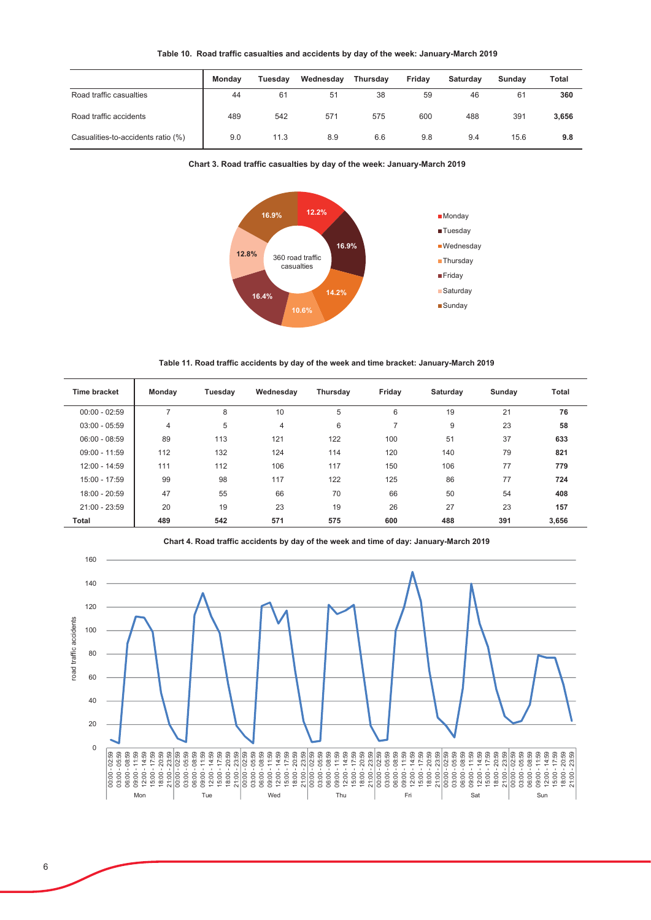**Table 10. Road traffic casualties and accidents by day of the week: January-March 2019**

| | Monday | Tuesday | Wednesday | Thursday | Friday | Saturday | Sunday | Total |
|---|---|---|---|---|---|---|---|---|
| Road traffic casualties | 44 | 61 | 51 | 38 | 59 | 46 | 61 | **360** |
| Road traffic accidents | 489 | 542 | 571 | 575 | 600 | 488 | 391 | **3,656** |
| Casualities-to-accidents ratio (%) | 9.0 | 11.3 | 8.9 | 6.6 | 9.8 | 9.4 | 15.6 | **9.8** |

**Chart 3. Road traffic casualties by day of the week: January-March 2019**

360 road traffic casualties

| Day | Share |
|---|---|
| Monday | 12.2% |
| Tuesday | 16.9% |
| Wednesday | 14.2% |
| Thursday | 10.6% |
| Friday | 16.4% |
| Saturday | 12.8% |
| Sunday | 16.9% |

**Table 11. Road traffic accidents by day of the week and time bracket: January-March 2019**

| Time bracket | Monday | Tuesday | Wednesday | Thursday | Friday | Saturday | Sunday | Total |
|---|---|---|---|---|---|---|---|---|
| 00:00 - 02:59 | 7 | 8 | 10 | 5 | 6 | 19 | 21 | **76** |
| 03:00 - 05:59 | 4 | 5 | 4 | 6 | 7 | 9 | 23 | **58** |
| 06:00 - 08:59 | 89 | 113 | 121 | 122 | 100 | 51 | 37 | **633** |
| 09:00 - 11:59 | 112 | 132 | 124 | 114 | 120 | 140 | 79 | **821** |
| 12:00 - 14:59 | 111 | 112 | 106 | 117 | 150 | 106 | 77 | **779** |
| 15:00 - 17:59 | 99 | 98 | 117 | 122 | 125 | 86 | 77 | **724** |
| 18:00 - 20:59 | 47 | 55 | 66 | 70 | 66 | 50 | 54 | **408** |
| 21:00 - 23:59 | 20 | 19 | 23 | 19 | 26 | 27 | 23 | **157** |
| **Total** | **489** | **542** | **571** | **575** | **600** | **488** | **391** | **3,656** |

**Chart 4. Road traffic accidents by day of the week and time of day: January-March 2019**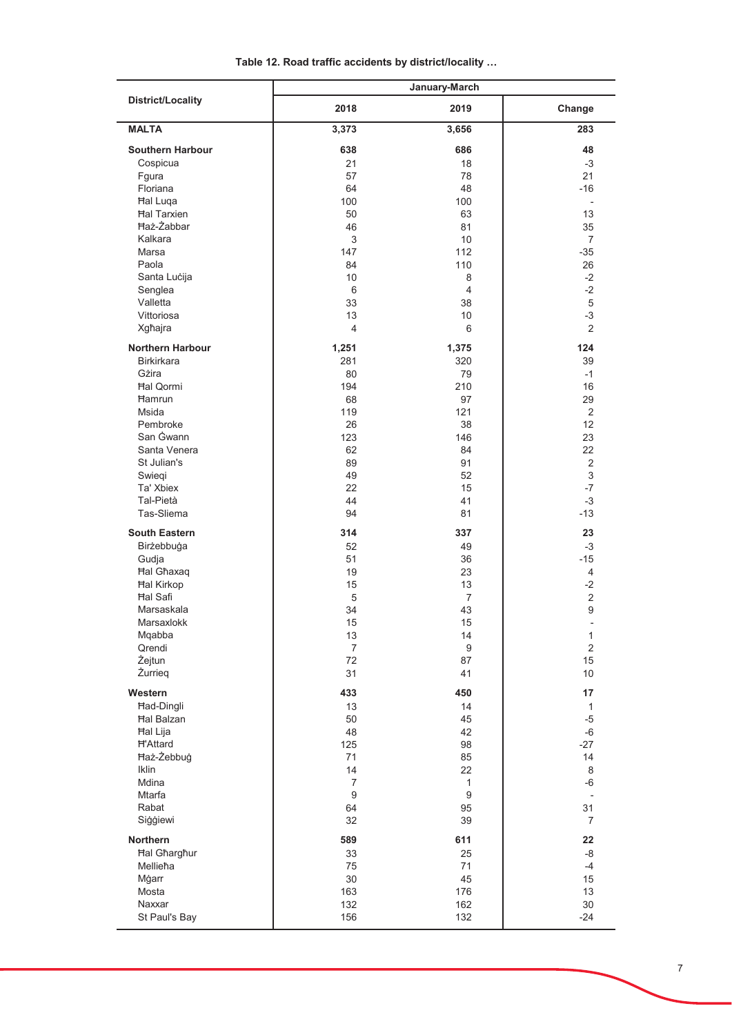**Table 12. Road traffic accidents by district/locality …**

| District/Locality | January-March | | |
|---|---|---|---|
| | 2018 | 2019 | Change |
| **MALTA** | **3,373** | **3,656** | **283** |
| **Southern Harbour** | **638** | **686** | **48** |
| Cospicua | 21 | 18 | -3 |
| Fgura | 57 | 78 | 21 |
| Floriana | 64 | 48 | -16 |
| Ħal Luqa | 100 | 100 | - |
| Ħal Tarxien | 50 | 63 | 13 |
| Ħaż-Żabbar | 46 | 81 | 35 |
| Kalkara | 3 | 10 | 7 |
| Marsa | 147 | 112 | -35 |
| Paola | 84 | 110 | 26 |
| Santa Luċija | 10 | 8 | -2 |
| Senglea | 6 | 4 | -2 |
| Valletta | 33 | 38 | 5 |
| Vittoriosa | 13 | 10 | -3 |
| Xgħajra | 4 | 6 | 2 |
| **Northern Harbour** | **1,251** | **1,375** | **124** |
| Birkirkara | 281 | 320 | 39 |
| Gżira | 80 | 79 | -1 |
| Ħal Qormi | 194 | 210 | 16 |
| Ħamrun | 68 | 97 | 29 |
| Msida | 119 | 121 | 2 |
| Pembroke | 26 | 38 | 12 |
| San Ġwann | 123 | 146 | 23 |
| Santa Venera | 62 | 84 | 22 |
| St Julian's | 89 | 91 | 2 |
| Swieqi | 49 | 52 | 3 |
| Ta' Xbiex | 22 | 15 | -7 |
| Tal-Pietà | 44 | 41 | -3 |
| Tas-Sliema | 94 | 81 | -13 |
| **South Eastern** | **314** | **337** | **23** |
| Birżebbuġa | 52 | 49 | -3 |
| Gudja | 51 | 36 | -15 |
| Ħal Għaxaq | 19 | 23 | 4 |
| Ħal Kirkop | 15 | 13 | -2 |
| Ħal Safi | 5 | 7 | 2 |
| Marsaskala | 34 | 43 | 9 |
| Marsaxlokk | 15 | 15 | - |
| Mqabba | 13 | 14 | 1 |
| Qrendi | 7 | 9 | 2 |
| Żejtun | 72 | 87 | 15 |
| Żurrieq | 31 | 41 | 10 |
| **Western** | **433** | **450** | **17** |
| Ħad-Dingli | 13 | 14 | 1 |
| Ħal Balzan | 50 | 45 | -5 |
| Ħal Lija | 48 | 42 | -6 |
| Ħ'Attard | 125 | 98 | -27 |
| Ħaż-Żebbuġ | 71 | 85 | 14 |
| Iklin | 14 | 22 | 8 |
| Mdina | 7 | 1 | -6 |
| Mtarfa | 9 | 9 | - |
| Rabat | 64 | 95 | 31 |
| Siġġiewi | 32 | 39 | 7 |
| **Northern** | **589** | **611** | **22** |
| Ħal Għargħur | 33 | 25 | -8 |
| Mellieħa | 75 | 71 | -4 |
| Mġarr | 30 | 45 | 15 |
| Mosta | 163 | 176 | 13 |
| Naxxar | 132 | 162 | 30 |
| St Paul's Bay | 156 | 132 | -24 |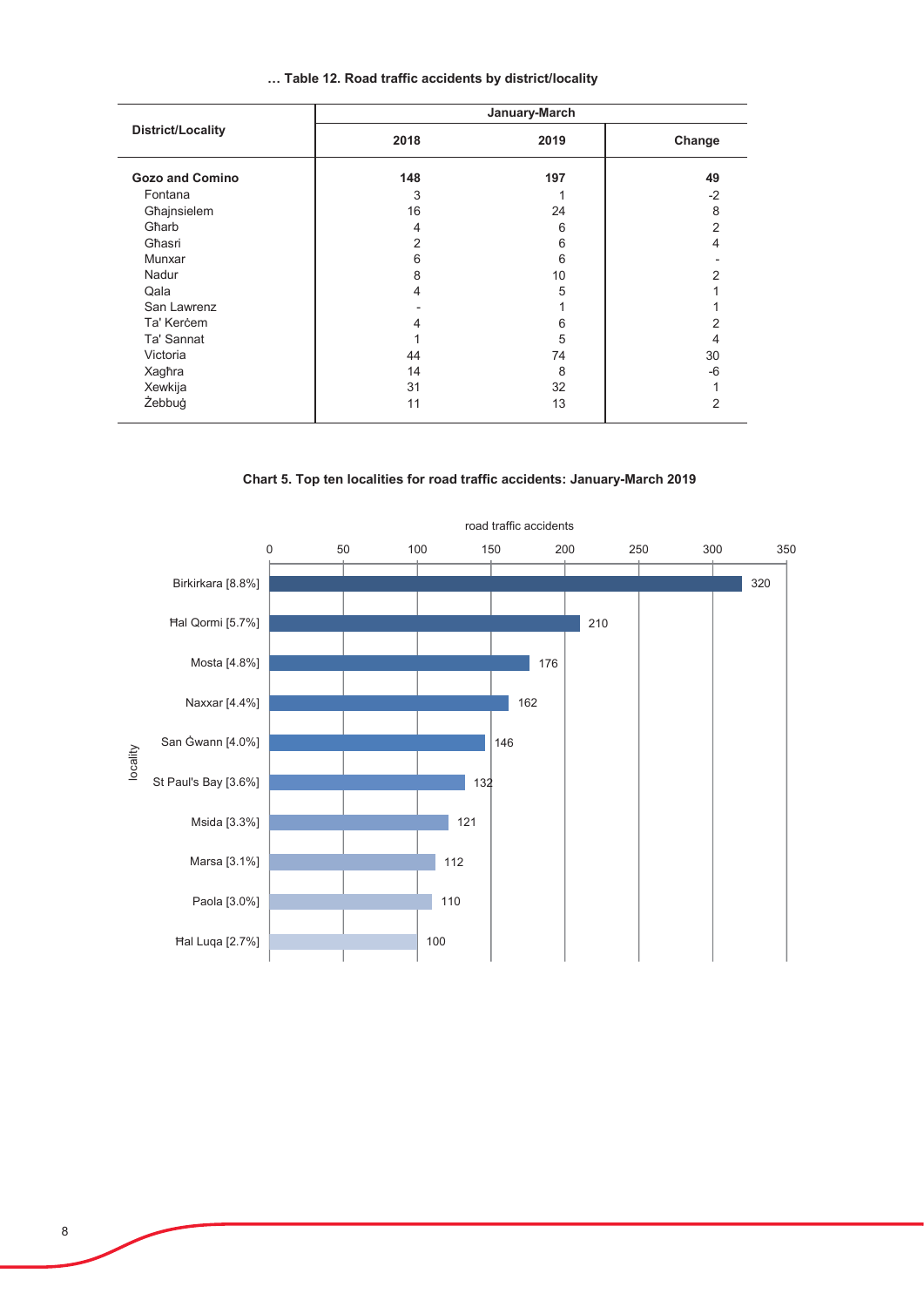**… Table 12. Road traffic accidents by district/locality**

| District/Locality | January-March | | |
|---|---|---|---|
| | 2018 | 2019 | Change |
| **Gozo and Comino** | **148** | **197** | **49** |
| Fontana | 3 | 1 | -2 |
| Għajnsielem | 16 | 24 | 8 |
| Għarb | 4 | 6 | 2 |
| Għasri | 2 | 6 | 4 |
| Munxar | 6 | 6 | - |
| Nadur | 8 | 10 | 2 |
| Qala | 4 | 5 | 1 |
| San Lawrenz | - | 1 | 1 |
| Ta' Kerċem | 4 | 6 | 2 |
| Ta' Sannat | 1 | 5 | 4 |
| Victoria | 44 | 74 | 30 |
| Xagħra | 14 | 8 | -6 |
| Xewkija | 31 | 32 | 1 |
| Żebbuġ | 11 | 13 | 2 |

**Chart 5. Top ten localities for road traffic accidents: January-March 2019**

| Locality | Road traffic accidents |
|---|---|
| Birkirkara [8.8%] | 320 |
| Ħal Qormi [5.7%] | 210 |
| Mosta [4.8%] | 176 |
| Naxxar [4.4%] | 162 |
| San Ġwann [4.0%] | 146 |
| St Paul's Bay [3.6%] | 132 |
| Msida [3.3%] | 121 |
| Marsa [3.1%] | 112 |
| Paola [3.0%] | 110 |
| Ħal Luqa [2.7%] | 100 |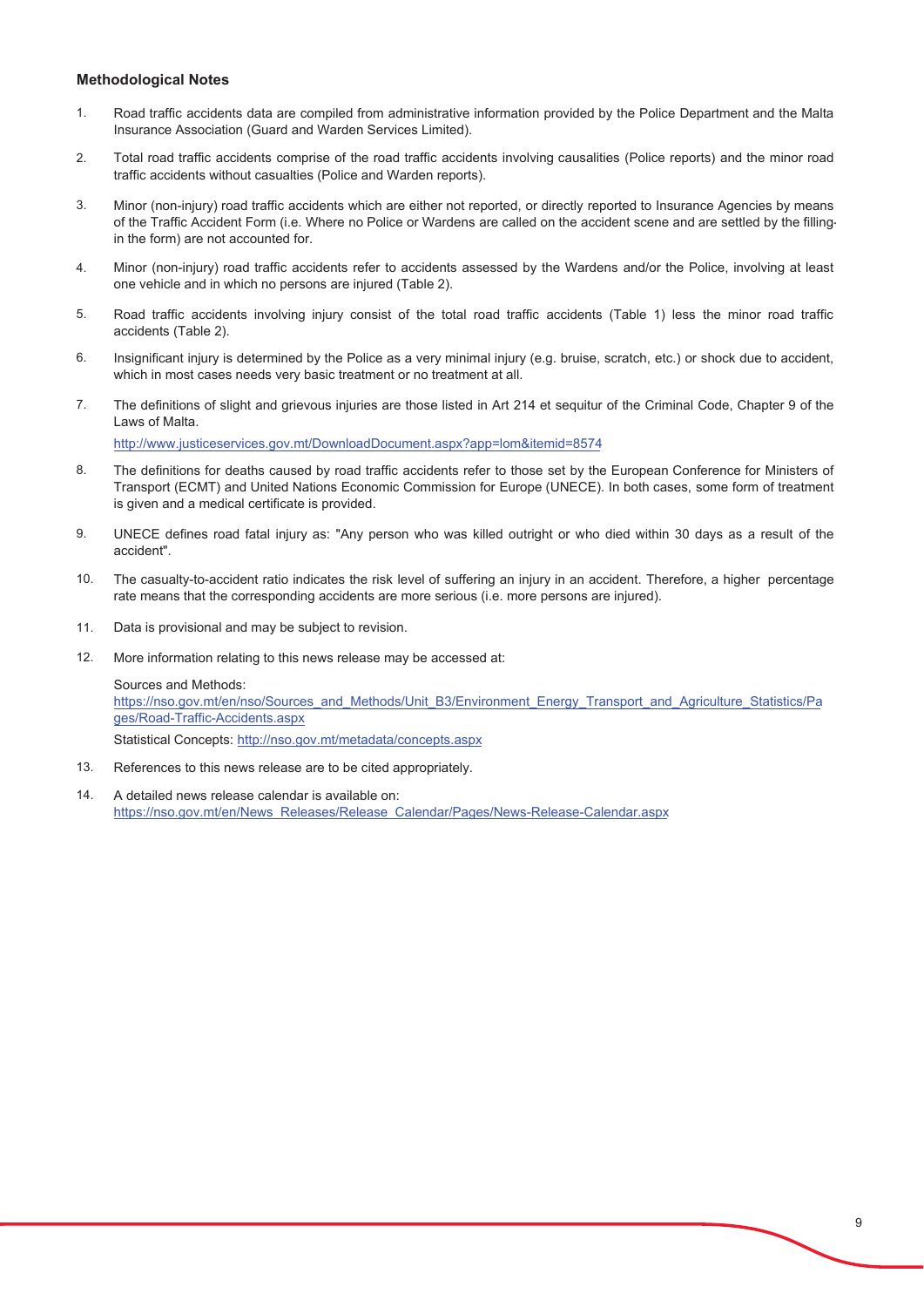**Methodological Notes**

1. Road traffic accidents data are compiled from administrative information provided by the Police Department and the Malta Insurance Association (Guard and Warden Services Limited).

2. Total road traffic accidents comprise of the road traffic accidents involving causalities (Police reports) and the minor road traffic accidents without casualties (Police and Warden reports).

3. Minor (non-injury) road traffic accidents which are either not reported, or directly reported to Insurance Agencies by means of the Traffic Accident Form (i.e. Where no Police or Wardens are called on the accident scene and are settled by the filling-in the form) are not accounted for.

4. Minor (non-injury) road traffic accidents refer to accidents assessed by the Wardens and/or the Police, involving at least one vehicle and in which no persons are injured (Table 2).

5. Road traffic accidents involving injury consist of the total road traffic accidents (Table 1) less the minor road traffic accidents (Table 2).

6. Insignificant injury is determined by the Police as a very minimal injury (e.g. bruise, scratch, etc.) or shock due to accident, which in most cases needs very basic treatment or no treatment at all.

7. The definitions of slight and grievous injuries are those listed in Art 214 et sequitur of the Criminal Code, Chapter 9 of the Laws of Malta.

   http://www.justiceservices.gov.mt/DownloadDocument.aspx?app=lom&itemid=8574

8. The definitions for deaths caused by road traffic accidents refer to those set by the European Conference for Ministers of Transport (ECMT) and United Nations Economic Commission for Europe (UNECE). In both cases, some form of treatment is given and a medical certificate is provided.

9. UNECE defines road fatal injury as: "Any person who was killed outright or who died within 30 days as a result of the accident".

10. The casualty-to-accident ratio indicates the risk level of suffering an injury in an accident. Therefore, a higher percentage rate means that the corresponding accidents are more serious (i.e. more persons are injured).

11. Data is provisional and may be subject to revision.

12. More information relating to this news release may be accessed at:

    Sources and Methods:
    https://nso.gov.mt/en/nso/Sources_and_Methods/Unit_B3/Environment_Energy_Transport_and_Agriculture_Statistics/Pages/Road-Traffic-Accidents.aspx

    Statistical Concepts: http://nso.gov.mt/metadata/concepts.aspx

13. References to this news release are to be cited appropriately.

14. A detailed news release calendar is available on:
    https://nso.gov.mt/en/News_Releases/Release_Calendar/Pages/News-Release-Calendar.aspx